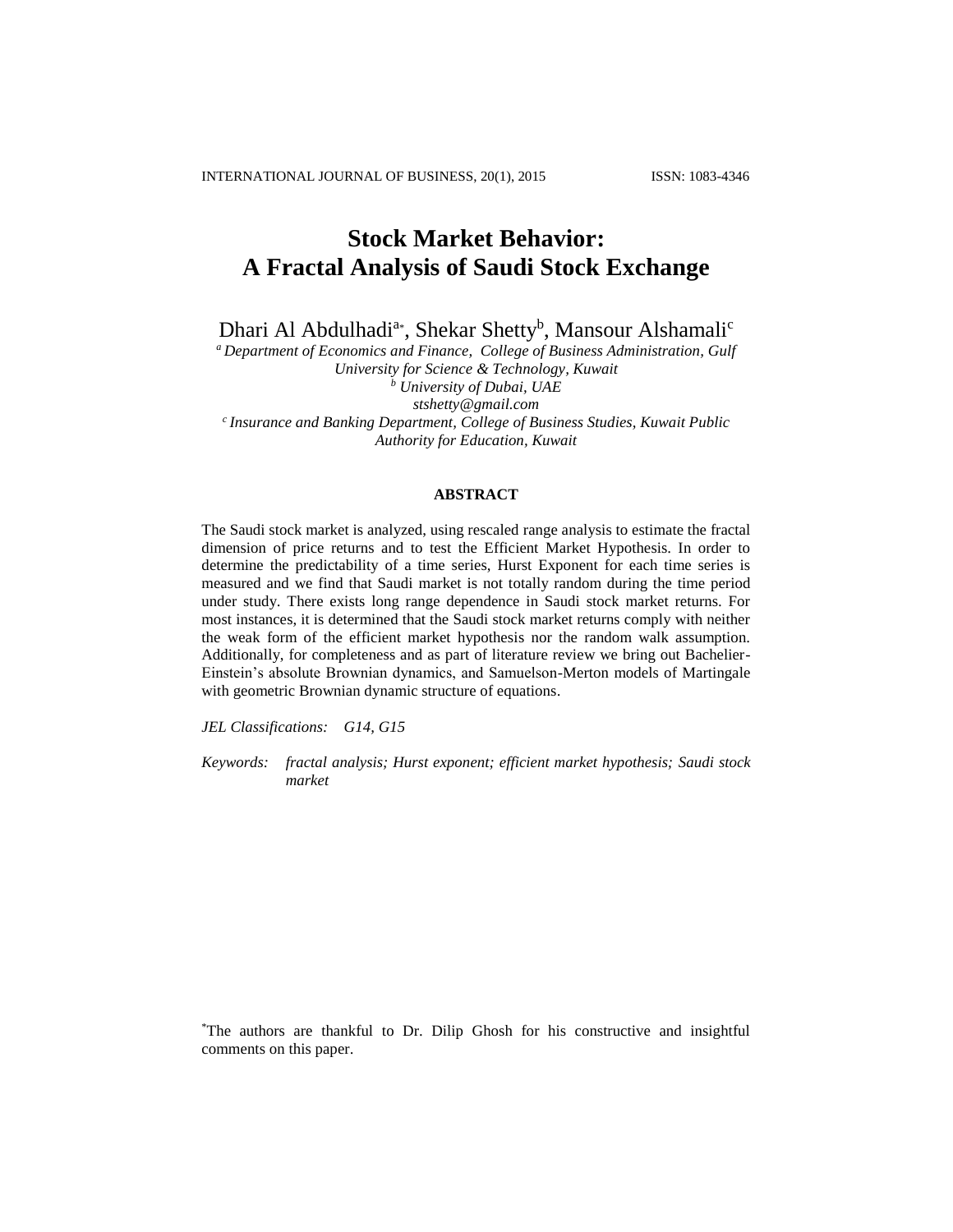# Stock Market Behavior: A Fractal Analysis of Saudi Stock Exchange

Dhari Al Abdulhadi[a*], Shekar Shetty[b], Mansour Alshamali[c]

[a] *Department of Economics and Finance, College of Business Administration, Gulf University for Science & Technology, Kuwait*
[b] *University of Dubai, UAE*
*stshetty@gmail.com*
[c] *Insurance and Banking Department, College of Business Studies, Kuwait Public Authority for Education, Kuwait*

## ABSTRACT

The Saudi stock market is analyzed, using rescaled range analysis to estimate the fractal dimension of price returns and to test the Efficient Market Hypothesis. In order to determine the predictability of a time series, Hurst Exponent for each time series is measured and we find that Saudi market is not totally random during the time period under study. There exists long range dependence in Saudi stock market returns. For most instances, it is determined that the Saudi stock market returns comply with neither the weak form of the efficient market hypothesis nor the random walk assumption. Additionally, for completeness and as part of literature review we bring out Bachelier-Einstein's absolute Brownian dynamics, and Samuelson-Merton models of Martingale with geometric Brownian dynamic structure of equations.

*JEL Classifications:* *G14, G15*

*Keywords:* *fractal analysis; Hurst exponent; efficient market hypothesis; Saudi stock market*

[*] The authors are thankful to Dr. Dilip Ghosh for his constructive and insightful comments on this paper.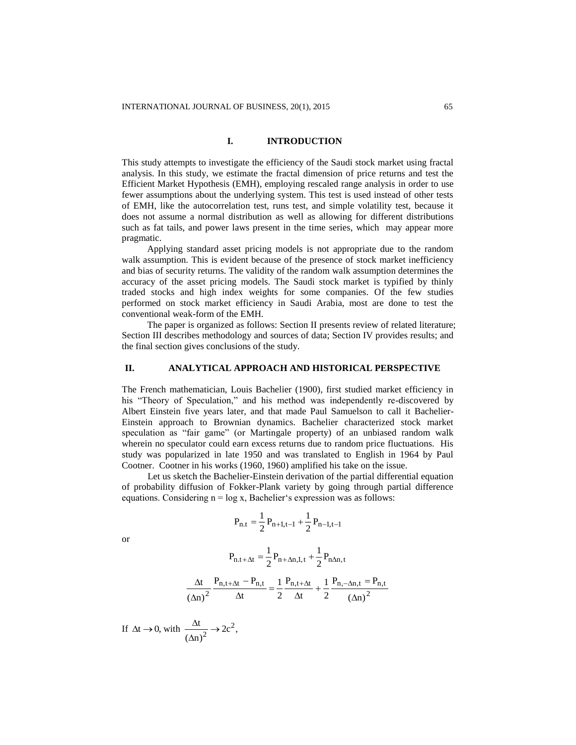## I. INTRODUCTION

This study attempts to investigate the efficiency of the Saudi stock market using fractal analysis. In this study, we estimate the fractal dimension of price returns and test the Efficient Market Hypothesis (EMH), employing rescaled range analysis in order to use fewer assumptions about the underlying system. This test is used instead of other tests of EMH, like the autocorrelation test, runs test, and simple volatility test, because it does not assume a normal distribution as well as allowing for different distributions such as fat tails, and power laws present in the time series, which may appear more pragmatic.

Applying standard asset pricing models is not appropriate due to the random walk assumption. This is evident because of the presence of stock market inefficiency and bias of security returns. The validity of the random walk assumption determines the accuracy of the asset pricing models. The Saudi stock market is typified by thinly traded stocks and high index weights for some companies. Of the few studies performed on stock market efficiency in Saudi Arabia, most are done to test the conventional weak-form of the EMH.

The paper is organized as follows: Section II presents review of related literature; Section III describes methodology and sources of data; Section IV provides results; and the final section gives conclusions of the study.

## II. ANALYTICAL APPROACH AND HISTORICAL PERSPECTIVE

The French mathematician, Louis Bachelier (1900), first studied market efficiency in his "Theory of Speculation," and his method was independently re-discovered by Albert Einstein five years later, and that made Paul Samuelson to call it Bachelier-Einstein approach to Brownian dynamics. Bachelier characterized stock market speculation as "fair game" (or Martingale property) of an unbiased random walk wherein no speculator could earn excess returns due to random price fluctuations. His study was popularized in late 1950 and was translated to English in 1964 by Paul Cootner. Cootner in his works (1960, 1960) amplified his take on the issue.

Let us sketch the Bachelier-Einstein derivation of the partial differential equation of probability diffusion of Fokker-Plank variety by going through partial difference equations. Considering n = log x, Bachelier's expression was as follows:

$$P_{n.t} = \frac{1}{2} P_{n+1,t-1} + \frac{1}{2} P_{n-1,t-1}$$

or

$$P_{n.t+\Delta t} = \frac{1}{2} P_{n+\Delta n,1,t} + \frac{1}{2} P_{n\Delta n,t}$$

$$\frac{\Delta t}{(\Delta n)^2} \frac{P_{n,t+\Delta t} - P_{n,t}}{\Delta t} = \frac{1}{2} \frac{P_{n,t+\Delta t}}{\Delta t} + \frac{1}{2} \frac{P_{n,-\Delta n,t} = P_{n,t}}{(\Delta n)^2}$$

If $\Delta t \to 0$, with $\frac{\Delta t}{(\Delta n)^2} \to 2c^2$,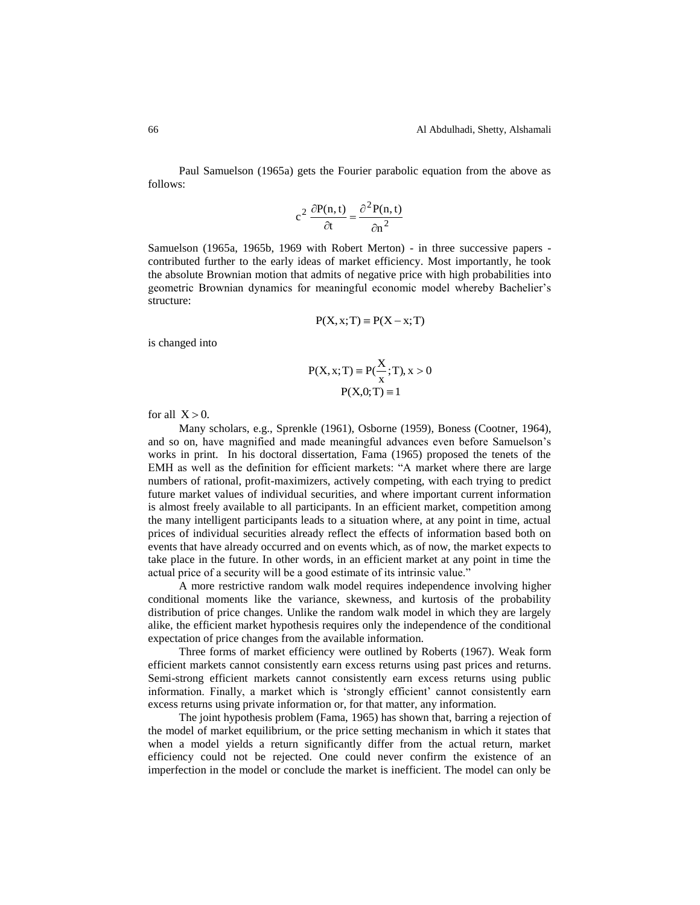Paul Samuelson (1965a) gets the Fourier parabolic equation from the above as follows:

$$c^2 \frac{\partial P(n,t)}{\partial t} = \frac{\partial^2 P(n,t)}{\partial n^2}$$

Samuelson (1965a, 1965b, 1969 with Robert Merton) - in three successive papers - contributed further to the early ideas of market efficiency. Most importantly, he took the absolute Brownian motion that admits of negative price with high probabilities into geometric Brownian dynamics for meaningful economic model whereby Bachelier's structure:

$$P(X, x; T) \equiv P(X - x; T)$$

is changed into

$$P(X, x; T) \equiv P(\frac{X}{x}; T), x > 0$$
$$P(X, 0; T) \equiv 1$$

for all $X > 0$.

Many scholars, e.g., Sprenkle (1961), Osborne (1959), Boness (Cootner, 1964), and so on, have magnified and made meaningful advances even before Samuelson's works in print. In his doctoral dissertation, Fama (1965) proposed the tenets of the EMH as well as the definition for efficient markets: "A market where there are large numbers of rational, profit-maximizers, actively competing, with each trying to predict future market values of individual securities, and where important current information is almost freely available to all participants. In an efficient market, competition among the many intelligent participants leads to a situation where, at any point in time, actual prices of individual securities already reflect the effects of information based both on events that have already occurred and on events which, as of now, the market expects to take place in the future. In other words, in an efficient market at any point in time the actual price of a security will be a good estimate of its intrinsic value."

A more restrictive random walk model requires independence involving higher conditional moments like the variance, skewness, and kurtosis of the probability distribution of price changes. Unlike the random walk model in which they are largely alike, the efficient market hypothesis requires only the independence of the conditional expectation of price changes from the available information.

Three forms of market efficiency were outlined by Roberts (1967). Weak form efficient markets cannot consistently earn excess returns using past prices and returns. Semi-strong efficient markets cannot consistently earn excess returns using public information. Finally, a market which is 'strongly efficient' cannot consistently earn excess returns using private information or, for that matter, any information.

The joint hypothesis problem (Fama, 1965) has shown that, barring a rejection of the model of market equilibrium, or the price setting mechanism in which it states that when a model yields a return significantly differ from the actual return, market efficiency could not be rejected. One could never confirm the existence of an imperfection in the model or conclude the market is inefficient. The model can only be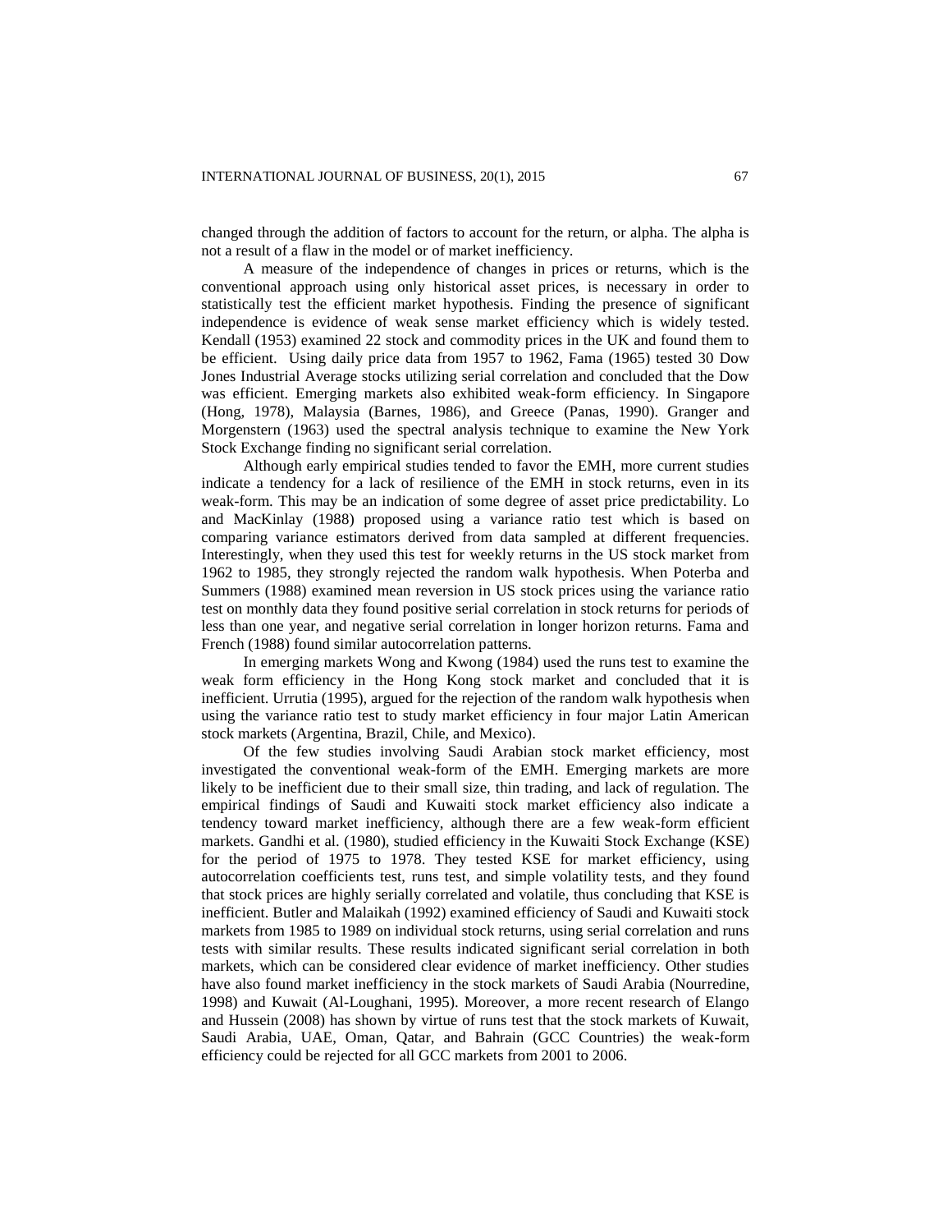changed through the addition of factors to account for the return, or alpha. The alpha is not a result of a flaw in the model or of market inefficiency.

A measure of the independence of changes in prices or returns, which is the conventional approach using only historical asset prices, is necessary in order to statistically test the efficient market hypothesis. Finding the presence of significant independence is evidence of weak sense market efficiency which is widely tested. Kendall (1953) examined 22 stock and commodity prices in the UK and found them to be efficient. Using daily price data from 1957 to 1962, Fama (1965) tested 30 Dow Jones Industrial Average stocks utilizing serial correlation and concluded that the Dow was efficient. Emerging markets also exhibited weak-form efficiency. In Singapore (Hong, 1978), Malaysia (Barnes, 1986), and Greece (Panas, 1990). Granger and Morgenstern (1963) used the spectral analysis technique to examine the New York Stock Exchange finding no significant serial correlation.

Although early empirical studies tended to favor the EMH, more current studies indicate a tendency for a lack of resilience of the EMH in stock returns, even in its weak-form. This may be an indication of some degree of asset price predictability. Lo and MacKinlay (1988) proposed using a variance ratio test which is based on comparing variance estimators derived from data sampled at different frequencies. Interestingly, when they used this test for weekly returns in the US stock market from 1962 to 1985, they strongly rejected the random walk hypothesis. When Poterba and Summers (1988) examined mean reversion in US stock prices using the variance ratio test on monthly data they found positive serial correlation in stock returns for periods of less than one year, and negative serial correlation in longer horizon returns. Fama and French (1988) found similar autocorrelation patterns.

In emerging markets Wong and Kwong (1984) used the runs test to examine the weak form efficiency in the Hong Kong stock market and concluded that it is inefficient. Urrutia (1995), argued for the rejection of the random walk hypothesis when using the variance ratio test to study market efficiency in four major Latin American stock markets (Argentina, Brazil, Chile, and Mexico).

Of the few studies involving Saudi Arabian stock market efficiency, most investigated the conventional weak-form of the EMH. Emerging markets are more likely to be inefficient due to their small size, thin trading, and lack of regulation. The empirical findings of Saudi and Kuwaiti stock market efficiency also indicate a tendency toward market inefficiency, although there are a few weak-form efficient markets. Gandhi et al. (1980), studied efficiency in the Kuwaiti Stock Exchange (KSE) for the period of 1975 to 1978. They tested KSE for market efficiency, using autocorrelation coefficients test, runs test, and simple volatility tests, and they found that stock prices are highly serially correlated and volatile, thus concluding that KSE is inefficient. Butler and Malaikah (1992) examined efficiency of Saudi and Kuwaiti stock markets from 1985 to 1989 on individual stock returns, using serial correlation and runs tests with similar results. These results indicated significant serial correlation in both markets, which can be considered clear evidence of market inefficiency. Other studies have also found market inefficiency in the stock markets of Saudi Arabia (Nourredine, 1998) and Kuwait (Al-Loughani, 1995). Moreover, a more recent research of Elango and Hussein (2008) has shown by virtue of runs test that the stock markets of Kuwait, Saudi Arabia, UAE, Oman, Qatar, and Bahrain (GCC Countries) the weak-form efficiency could be rejected for all GCC markets from 2001 to 2006.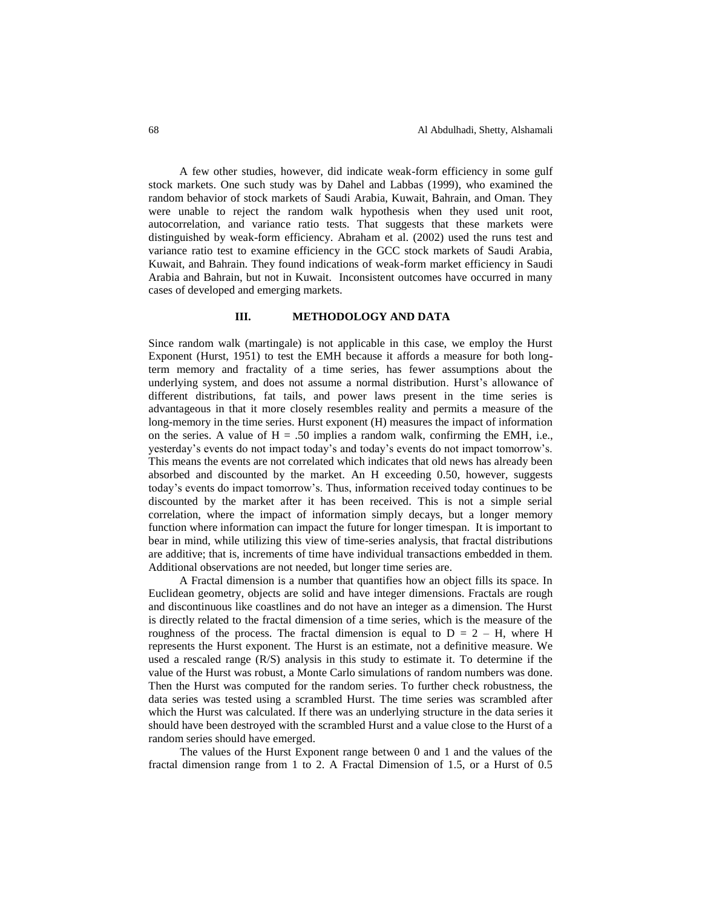A few other studies, however, did indicate weak-form efficiency in some gulf stock markets. One such study was by Dahel and Labbas (1999), who examined the random behavior of stock markets of Saudi Arabia, Kuwait, Bahrain, and Oman. They were unable to reject the random walk hypothesis when they used unit root, autocorrelation, and variance ratio tests. That suggests that these markets were distinguished by weak-form efficiency. Abraham et al. (2002) used the runs test and variance ratio test to examine efficiency in the GCC stock markets of Saudi Arabia, Kuwait, and Bahrain. They found indications of weak-form market efficiency in Saudi Arabia and Bahrain, but not in Kuwait. Inconsistent outcomes have occurred in many cases of developed and emerging markets.

## III. METHODOLOGY AND DATA

Since random walk (martingale) is not applicable in this case, we employ the Hurst Exponent (Hurst, 1951) to test the EMH because it affords a measure for both long-term memory and fractality of a time series, has fewer assumptions about the underlying system, and does not assume a normal distribution. Hurst's allowance of different distributions, fat tails, and power laws present in the time series is advantageous in that it more closely resembles reality and permits a measure of the long-memory in the time series. Hurst exponent (H) measures the impact of information on the series. A value of $H = .50$ implies a random walk, confirming the EMH, i.e., yesterday's events do not impact today's and today's events do not impact tomorrow's. This means the events are not correlated which indicates that old news has already been absorbed and discounted by the market. An H exceeding 0.50, however, suggests today's events do impact tomorrow's. Thus, information received today continues to be discounted by the market after it has been received. This is not a simple serial correlation, where the impact of information simply decays, but a longer memory function where information can impact the future for longer timespan. It is important to bear in mind, while utilizing this view of time-series analysis, that fractal distributions are additive; that is, increments of time have individual transactions embedded in them. Additional observations are not needed, but longer time series are.

A Fractal dimension is a number that quantifies how an object fills its space. In Euclidean geometry, objects are solid and have integer dimensions. Fractals are rough and discontinuous like coastlines and do not have an integer as a dimension. The Hurst is directly related to the fractal dimension of a time series, which is the measure of the roughness of the process. The fractal dimension is equal to $D = 2 - H$, where H represents the Hurst exponent. The Hurst is an estimate, not a definitive measure. We used a rescaled range (R/S) analysis in this study to estimate it. To determine if the value of the Hurst was robust, a Monte Carlo simulations of random numbers was done. Then the Hurst was computed for the random series. To further check robustness, the data series was tested using a scrambled Hurst. The time series was scrambled after which the Hurst was calculated. If there was an underlying structure in the data series it should have been destroyed with the scrambled Hurst and a value close to the Hurst of a random series should have emerged.

The values of the Hurst Exponent range between 0 and 1 and the values of the fractal dimension range from 1 to 2. A Fractal Dimension of 1.5, or a Hurst of 0.5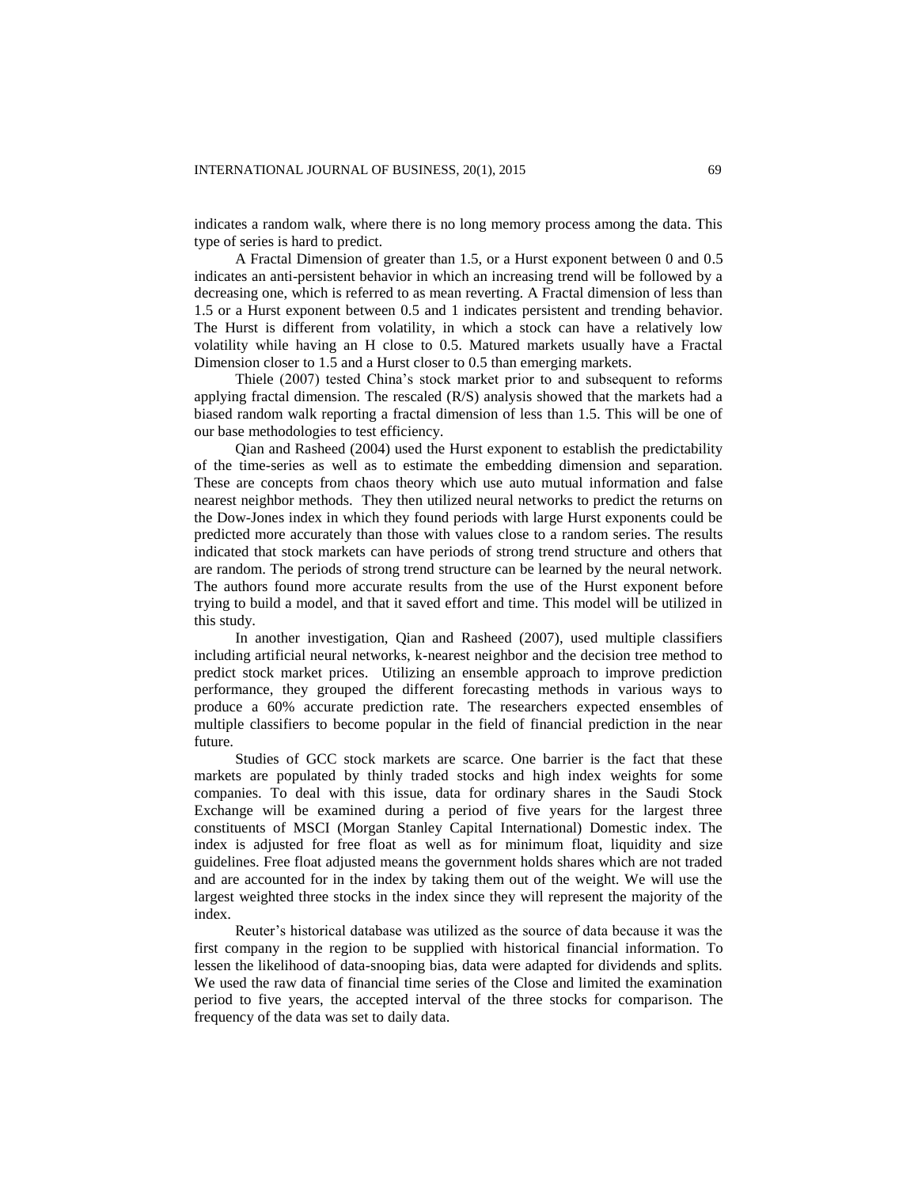indicates a random walk, where there is no long memory process among the data. This type of series is hard to predict.

A Fractal Dimension of greater than 1.5, or a Hurst exponent between 0 and 0.5 indicates an anti-persistent behavior in which an increasing trend will be followed by a decreasing one, which is referred to as mean reverting. A Fractal dimension of less than 1.5 or a Hurst exponent between 0.5 and 1 indicates persistent and trending behavior. The Hurst is different from volatility, in which a stock can have a relatively low volatility while having an H close to 0.5. Matured markets usually have a Fractal Dimension closer to 1.5 and a Hurst closer to 0.5 than emerging markets.

Thiele (2007) tested China's stock market prior to and subsequent to reforms applying fractal dimension. The rescaled (R/S) analysis showed that the markets had a biased random walk reporting a fractal dimension of less than 1.5. This will be one of our base methodologies to test efficiency.

Qian and Rasheed (2004) used the Hurst exponent to establish the predictability of the time-series as well as to estimate the embedding dimension and separation. These are concepts from chaos theory which use auto mutual information and false nearest neighbor methods. They then utilized neural networks to predict the returns on the Dow-Jones index in which they found periods with large Hurst exponents could be predicted more accurately than those with values close to a random series. The results indicated that stock markets can have periods of strong trend structure and others that are random. The periods of strong trend structure can be learned by the neural network. The authors found more accurate results from the use of the Hurst exponent before trying to build a model, and that it saved effort and time. This model will be utilized in this study.

In another investigation, Qian and Rasheed (2007), used multiple classifiers including artificial neural networks, k-nearest neighbor and the decision tree method to predict stock market prices. Utilizing an ensemble approach to improve prediction performance, they grouped the different forecasting methods in various ways to produce a 60% accurate prediction rate. The researchers expected ensembles of multiple classifiers to become popular in the field of financial prediction in the near future.

Studies of GCC stock markets are scarce. One barrier is the fact that these markets are populated by thinly traded stocks and high index weights for some companies. To deal with this issue, data for ordinary shares in the Saudi Stock Exchange will be examined during a period of five years for the largest three constituents of MSCI (Morgan Stanley Capital International) Domestic index. The index is adjusted for free float as well as for minimum float, liquidity and size guidelines. Free float adjusted means the government holds shares which are not traded and are accounted for in the index by taking them out of the weight. We will use the largest weighted three stocks in the index since they will represent the majority of the index.

Reuter's historical database was utilized as the source of data because it was the first company in the region to be supplied with historical financial information. To lessen the likelihood of data-snooping bias, data were adapted for dividends and splits. We used the raw data of financial time series of the Close and limited the examination period to five years, the accepted interval of the three stocks for comparison. The frequency of the data was set to daily data.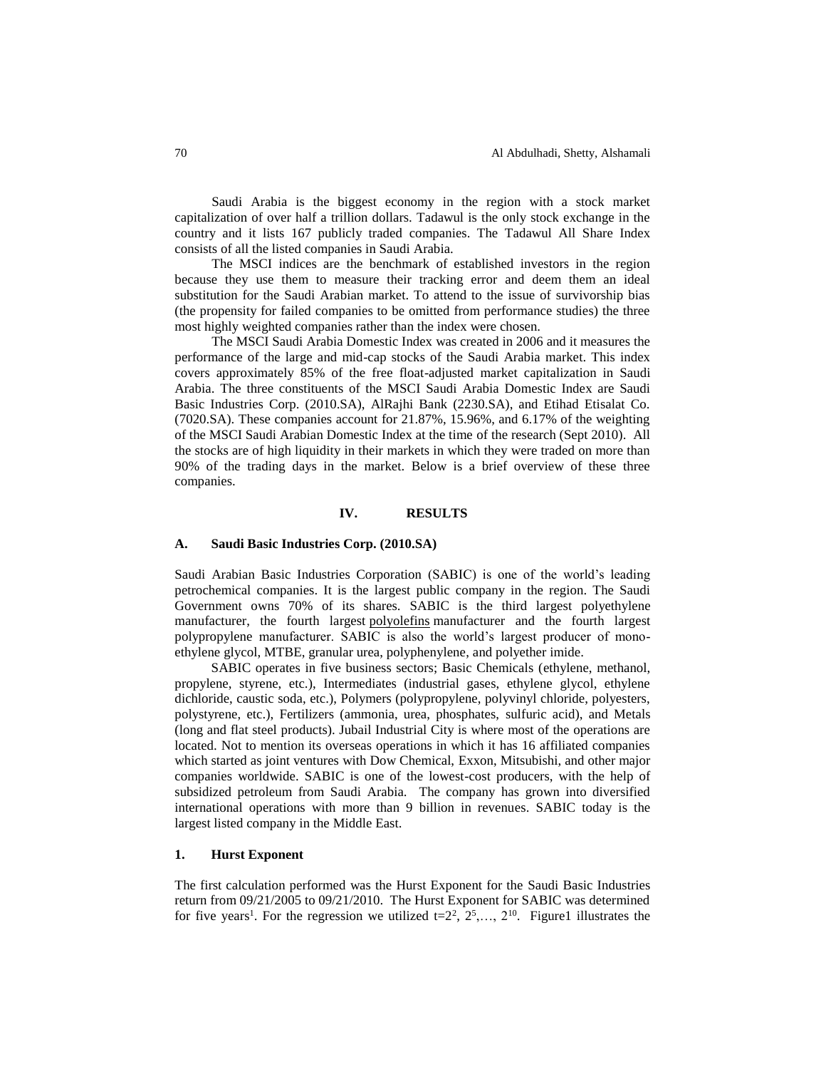Saudi Arabia is the biggest economy in the region with a stock market capitalization of over half a trillion dollars. Tadawul is the only stock exchange in the country and it lists 167 publicly traded companies. The Tadawul All Share Index consists of all the listed companies in Saudi Arabia.

The MSCI indices are the benchmark of established investors in the region because they use them to measure their tracking error and deem them an ideal substitution for the Saudi Arabian market. To attend to the issue of survivorship bias (the propensity for failed companies to be omitted from performance studies) the three most highly weighted companies rather than the index were chosen.

The MSCI Saudi Arabia Domestic Index was created in 2006 and it measures the performance of the large and mid-cap stocks of the Saudi Arabia market. This index covers approximately 85% of the free float-adjusted market capitalization in Saudi Arabia. The three constituents of the MSCI Saudi Arabia Domestic Index are Saudi Basic Industries Corp. (2010.SA), AlRajhi Bank (2230.SA), and Etihad Etisalat Co. (7020.SA). These companies account for 21.87%, 15.96%, and 6.17% of the weighting of the MSCI Saudi Arabian Domestic Index at the time of the research (Sept 2010). All the stocks are of high liquidity in their markets in which they were traded on more than 90% of the trading days in the market. Below is a brief overview of these three companies.

## IV. RESULTS

### A. Saudi Basic Industries Corp. (2010.SA)

Saudi Arabian Basic Industries Corporation (SABIC) is one of the world's leading petrochemical companies. It is the largest public company in the region. The Saudi Government owns 70% of its shares. SABIC is the third largest polyethylene manufacturer, the fourth largest polyolefins manufacturer and the fourth largest polypropylene manufacturer. SABIC is also the world's largest producer of mono-ethylene glycol, MTBE, granular urea, polyphenylene, and polyether imide.

SABIC operates in five business sectors; Basic Chemicals (ethylene, methanol, propylene, styrene, etc.), Intermediates (industrial gases, ethylene glycol, ethylene dichloride, caustic soda, etc.), Polymers (polypropylene, polyvinyl chloride, polyesters, polystyrene, etc.), Fertilizers (ammonia, urea, phosphates, sulfuric acid), and Metals (long and flat steel products). Jubail Industrial City is where most of the operations are located. Not to mention its overseas operations in which it has 16 affiliated companies which started as joint ventures with Dow Chemical, Exxon, Mitsubishi, and other major companies worldwide. SABIC is one of the lowest-cost producers, with the help of subsidized petroleum from Saudi Arabia. The company has grown into diversified international operations with more than 9 billion in revenues. SABIC today is the largest listed company in the Middle East.

#### 1. Hurst Exponent

The first calculation performed was the Hurst Exponent for the Saudi Basic Industries return from 09/21/2005 to 09/21/2010. The Hurst Exponent for SABIC was determined for five years[1]. For the regression we utilized $t=2^2, 2^5, \ldots, 2^{10}$. Figure1 illustrates the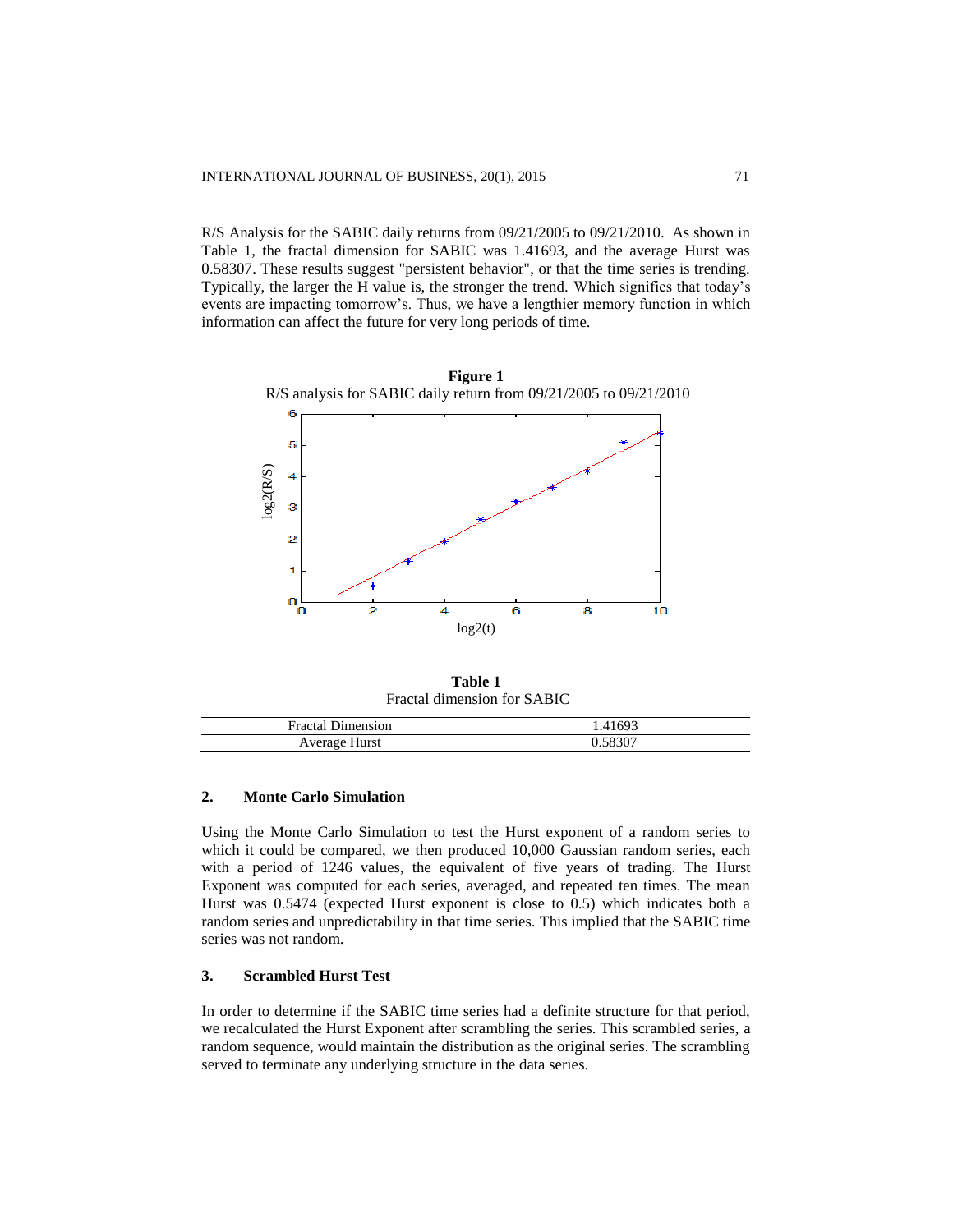R/S Analysis for the SABIC daily returns from 09/21/2005 to 09/21/2010. As shown in Table 1, the fractal dimension for SABIC was 1.41693, and the average Hurst was 0.58307. These results suggest "persistent behavior", or that the time series is trending. Typically, the larger the H value is, the stronger the trend. Which signifies that today's events are impacting tomorrow's. Thus, we have a lengthier memory function in which information can affect the future for very long periods of time.

**Figure 1**

R/S analysis for SABIC daily return from 09/21/2005 to 09/21/2010

**Table 1**

Fractal dimension for SABIC

| | |
|---|---|
| Fractal Dimension | 1.41693 |
| Average Hurst | 0.58307 |

## 2. Monte Carlo Simulation

Using the Monte Carlo Simulation to test the Hurst exponent of a random series to which it could be compared, we then produced 10,000 Gaussian random series, each with a period of 1246 values, the equivalent of five years of trading. The Hurst Exponent was computed for each series, averaged, and repeated ten times. The mean Hurst was 0.5474 (expected Hurst exponent is close to 0.5) which indicates both a random series and unpredictability in that time series. This implied that the SABIC time series was not random.

## 3. Scrambled Hurst Test

In order to determine if the SABIC time series had a definite structure for that period, we recalculated the Hurst Exponent after scrambling the series. This scrambled series, a random sequence, would maintain the distribution as the original series. The scrambling served to terminate any underlying structure in the data series.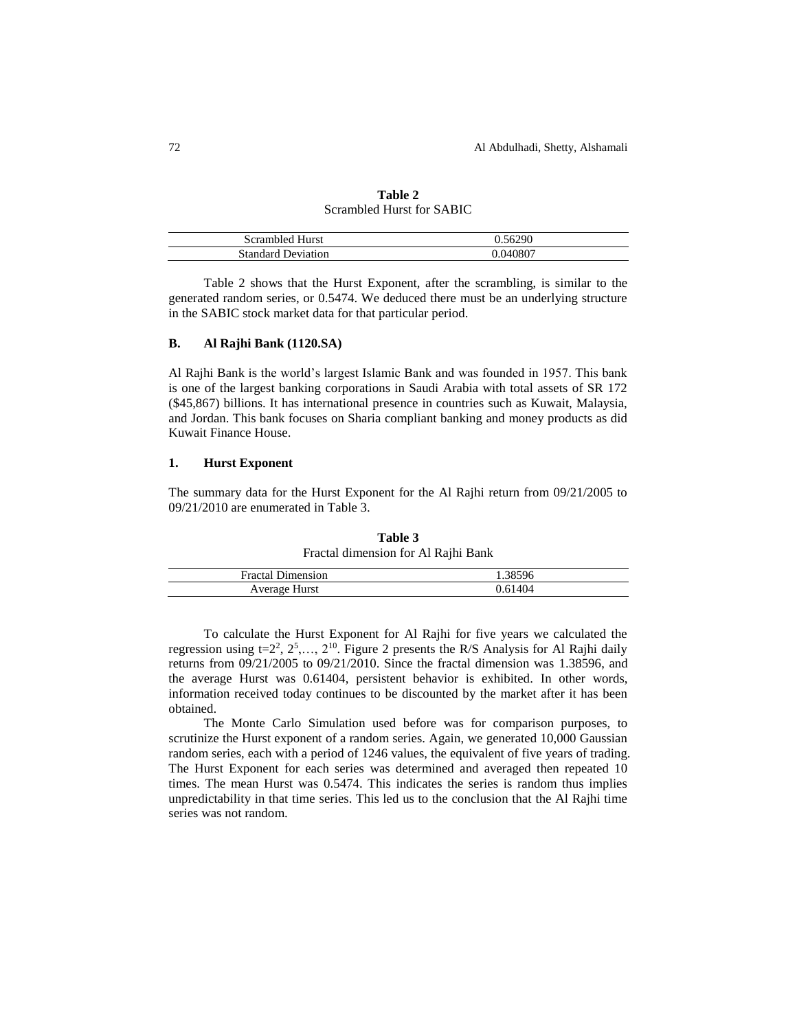**Table 2**
Scrambled Hurst for SABIC

| Scrambled Hurst | 0.56290 |
|---|---|
| Standard Deviation | 0.040807 |

Table 2 shows that the Hurst Exponent, after the scrambling, is similar to the generated random series, or 0.5474. We deduced there must be an underlying structure in the SABIC stock market data for that particular period.

### B. Al Rajhi Bank (1120.SA)

Al Rajhi Bank is the world's largest Islamic Bank and was founded in 1957. This bank is one of the largest banking corporations in Saudi Arabia with total assets of SR 172 ($45,867) billions. It has international presence in countries such as Kuwait, Malaysia, and Jordan. This bank focuses on Sharia compliant banking and money products as did Kuwait Finance House.

#### 1. Hurst Exponent

The summary data for the Hurst Exponent for the Al Rajhi return from 09/21/2005 to 09/21/2010 are enumerated in Table 3.

**Table 3**
Fractal dimension for Al Rajhi Bank

| Fractal Dimension | 1.38596 |
|---|---|
| Average Hurst | 0.61404 |

To calculate the Hurst Exponent for Al Rajhi for five years we calculated the regression using $t=2^2, 2^5, \ldots, 2^{10}$. Figure 2 presents the R/S Analysis for Al Rajhi daily returns from 09/21/2005 to 09/21/2010. Since the fractal dimension was 1.38596, and the average Hurst was 0.61404, persistent behavior is exhibited. In other words, information received today continues to be discounted by the market after it has been obtained.

The Monte Carlo Simulation used before was for comparison purposes, to scrutinize the Hurst exponent of a random series. Again, we generated 10,000 Gaussian random series, each with a period of 1246 values, the equivalent of five years of trading. The Hurst Exponent for each series was determined and averaged then repeated 10 times. The mean Hurst was 0.5474. This indicates the series is random thus implies unpredictability in that time series. This led us to the conclusion that the Al Rajhi time series was not random.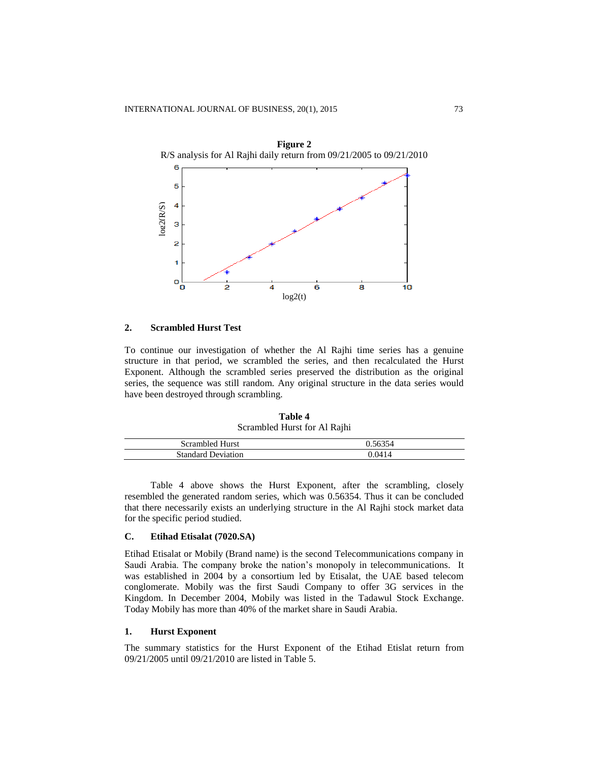**Figure 2**

R/S analysis for Al Rajhi daily return from 09/21/2005 to 09/21/2010

## 2. Scrambled Hurst Test

To continue our investigation of whether the Al Rajhi time series has a genuine structure in that period, we scrambled the series, and then recalculated the Hurst Exponent. Although the scrambled series preserved the distribution as the original series, the sequence was still random. Any original structure in the data series would have been destroyed through scrambling.

**Table 4**

Scrambled Hurst for Al Rajhi

| | |
|---|---|
| Scrambled Hurst | 0.56354 |
| Standard Deviation | 0.0414 |

Table 4 above shows the Hurst Exponent, after the scrambling, closely resembled the generated random series, which was 0.56354. Thus it can be concluded that there necessarily exists an underlying structure in the Al Rajhi stock market data for the specific period studied.

## C. Etihad Etisalat (7020.SA)

Etihad Etisalat or Mobily (Brand name) is the second Telecommunications company in Saudi Arabia. The company broke the nation's monopoly in telecommunications. It was established in 2004 by a consortium led by Etisalat, the UAE based telecom conglomerate. Mobily was the first Saudi Company to offer 3G services in the Kingdom. In December 2004, Mobily was listed in the Tadawul Stock Exchange. Today Mobily has more than 40% of the market share in Saudi Arabia.

## 1. Hurst Exponent

The summary statistics for the Hurst Exponent of the Etihad Etislat return from 09/21/2005 until 09/21/2010 are listed in Table 5.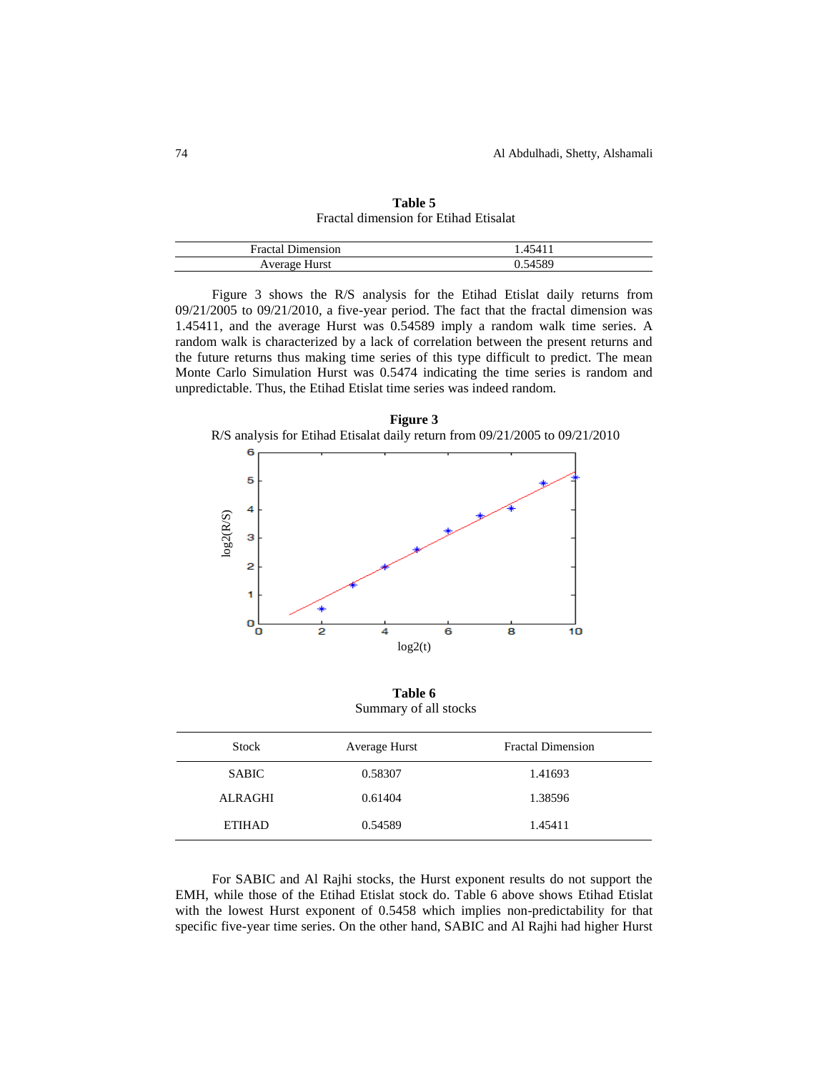**Table 5**
Fractal dimension for Etihad Etisalat

| | |
|---|---|
| Fractal Dimension | 1.45411 |
| Average Hurst | 0.54589 |

Figure 3 shows the R/S analysis for the Etihad Etislat daily returns from 09/21/2005 to 09/21/2010, a five-year period. The fact that the fractal dimension was 1.45411, and the average Hurst was 0.54589 imply a random walk time series. A random walk is characterized by a lack of correlation between the present returns and the future returns thus making time series of this type difficult to predict. The mean Monte Carlo Simulation Hurst was 0.5474 indicating the time series is random and unpredictable. Thus, the Etihad Etislat time series was indeed random.

**Figure 3**
R/S analysis for Etihad Etisalat daily return from 09/21/2005 to 09/21/2010

**Table 6**
Summary of all stocks

| Stock | Average Hurst | Fractal Dimension |
|---|---|---|
| SABIC | 0.58307 | 1.41693 |
| ALRAGHI | 0.61404 | 1.38596 |
| ETIHAD | 0.54589 | 1.45411 |

For SABIC and Al Rajhi stocks, the Hurst exponent results do not support the EMH, while those of the Etihad Etislat stock do. Table 6 above shows Etihad Etislat with the lowest Hurst exponent of 0.5458 which implies non-predictability for that specific five-year time series. On the other hand, SABIC and Al Rajhi had higher Hurst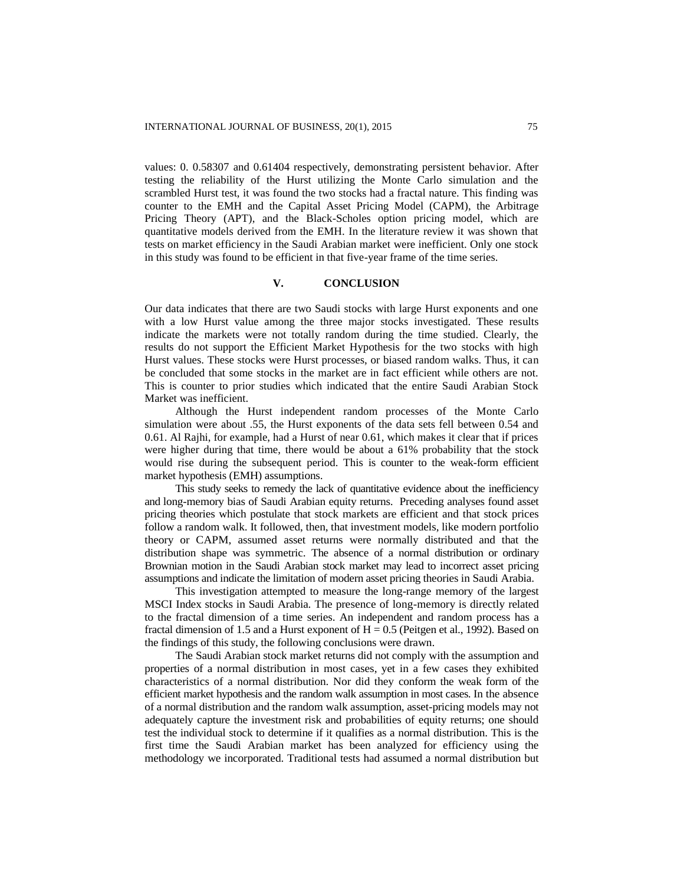values: 0. 0.58307 and 0.61404 respectively, demonstrating persistent behavior. After testing the reliability of the Hurst utilizing the Monte Carlo simulation and the scrambled Hurst test, it was found the two stocks had a fractal nature. This finding was counter to the EMH and the Capital Asset Pricing Model (CAPM), the Arbitrage Pricing Theory (APT), and the Black-Scholes option pricing model, which are quantitative models derived from the EMH. In the literature review it was shown that tests on market efficiency in the Saudi Arabian market were inefficient. Only one stock in this study was found to be efficient in that five-year frame of the time series.

## V. CONCLUSION

Our data indicates that there are two Saudi stocks with large Hurst exponents and one with a low Hurst value among the three major stocks investigated. These results indicate the markets were not totally random during the time studied. Clearly, the results do not support the Efficient Market Hypothesis for the two stocks with high Hurst values. These stocks were Hurst processes, or biased random walks. Thus, it can be concluded that some stocks in the market are in fact efficient while others are not. This is counter to prior studies which indicated that the entire Saudi Arabian Stock Market was inefficient.

Although the Hurst independent random processes of the Monte Carlo simulation were about .55, the Hurst exponents of the data sets fell between 0.54 and 0.61. Al Rajhi, for example, had a Hurst of near 0.61, which makes it clear that if prices were higher during that time, there would be about a 61% probability that the stock would rise during the subsequent period. This is counter to the weak-form efficient market hypothesis (EMH) assumptions.

This study seeks to remedy the lack of quantitative evidence about the inefficiency and long-memory bias of Saudi Arabian equity returns. Preceding analyses found asset pricing theories which postulate that stock markets are efficient and that stock prices follow a random walk. It followed, then, that investment models, like modern portfolio theory or CAPM, assumed asset returns were normally distributed and that the distribution shape was symmetric. The absence of a normal distribution or ordinary Brownian motion in the Saudi Arabian stock market may lead to incorrect asset pricing assumptions and indicate the limitation of modern asset pricing theories in Saudi Arabia.

This investigation attempted to measure the long-range memory of the largest MSCI Index stocks in Saudi Arabia. The presence of long-memory is directly related to the fractal dimension of a time series. An independent and random process has a fractal dimension of 1.5 and a Hurst exponent of $H = 0.5$ (Peitgen et al., 1992). Based on the findings of this study, the following conclusions were drawn.

The Saudi Arabian stock market returns did not comply with the assumption and properties of a normal distribution in most cases, yet in a few cases they exhibited characteristics of a normal distribution. Nor did they conform the weak form of the efficient market hypothesis and the random walk assumption in most cases. In the absence of a normal distribution and the random walk assumption, asset-pricing models may not adequately capture the investment risk and probabilities of equity returns; one should test the individual stock to determine if it qualifies as a normal distribution. This is the first time the Saudi Arabian market has been analyzed for efficiency using the methodology we incorporated. Traditional tests had assumed a normal distribution but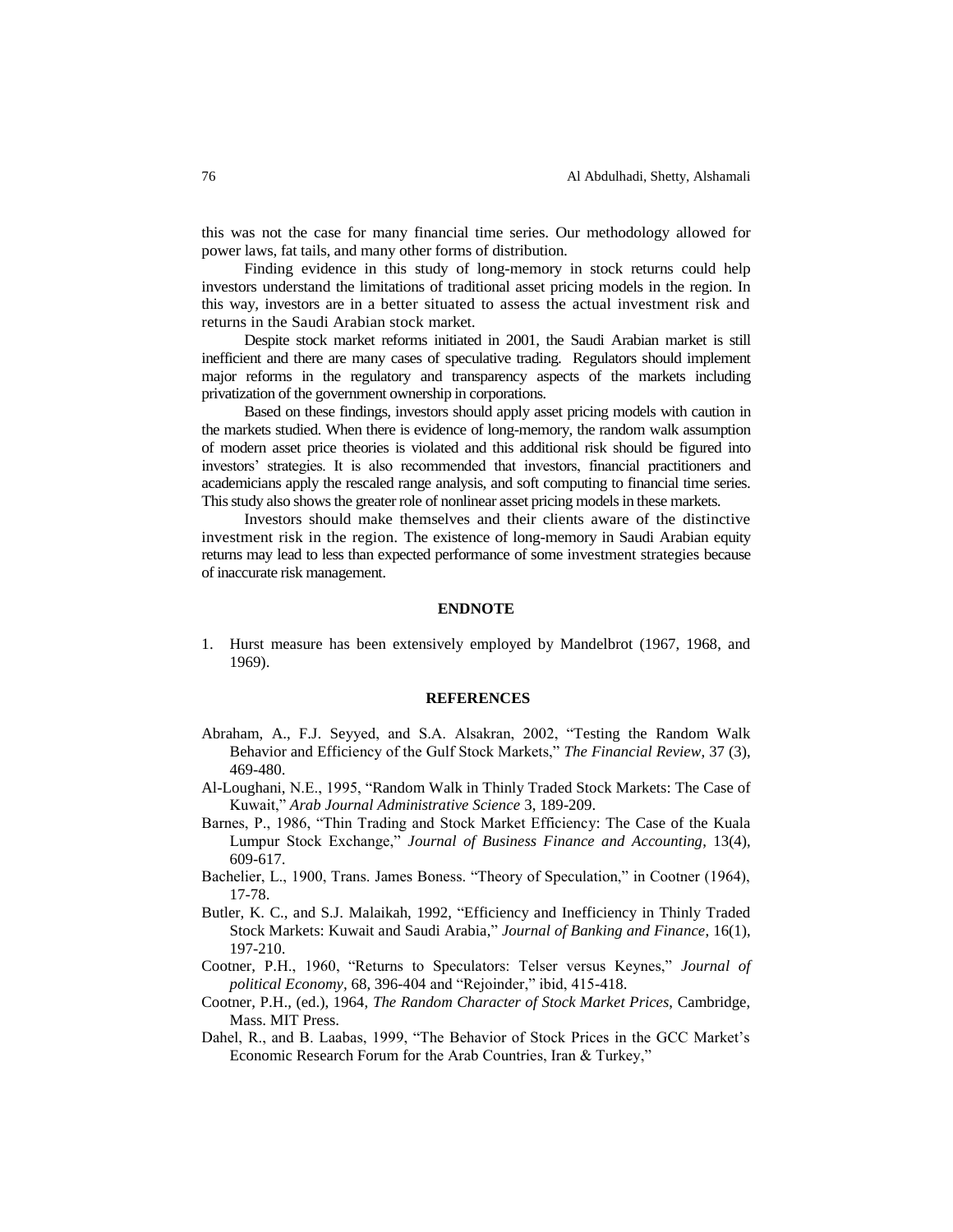this was not the case for many financial time series. Our methodology allowed for power laws, fat tails, and many other forms of distribution.

Finding evidence in this study of long-memory in stock returns could help investors understand the limitations of traditional asset pricing models in the region. In this way, investors are in a better situated to assess the actual investment risk and returns in the Saudi Arabian stock market.

Despite stock market reforms initiated in 2001, the Saudi Arabian market is still inefficient and there are many cases of speculative trading. Regulators should implement major reforms in the regulatory and transparency aspects of the markets including privatization of the government ownership in corporations.

Based on these findings, investors should apply asset pricing models with caution in the markets studied. When there is evidence of long-memory, the random walk assumption of modern asset price theories is violated and this additional risk should be figured into investors' strategies. It is also recommended that investors, financial practitioners and academicians apply the rescaled range analysis, and soft computing to financial time series. This study also shows the greater role of nonlinear asset pricing models in these markets.

Investors should make themselves and their clients aware of the distinctive investment risk in the region. The existence of long-memory in Saudi Arabian equity returns may lead to less than expected performance of some investment strategies because of inaccurate risk management.

## ENDNOTE

1. Hurst measure has been extensively employed by Mandelbrot (1967, 1968, and 1969).

## REFERENCES

Abraham, A., F.J. Seyyed, and S.A. Alsakran, 2002, "Testing the Random Walk Behavior and Efficiency of the Gulf Stock Markets," *The Financial Review*, 37 (3), 469-480.

Al-Loughani, N.E., 1995, "Random Walk in Thinly Traded Stock Markets: The Case of Kuwait," *Arab Journal Administrative Science* 3, 189-209.

Barnes, P., 1986, "Thin Trading and Stock Market Efficiency: The Case of the Kuala Lumpur Stock Exchange," *Journal of Business Finance and Accounting*, 13(4), 609-617.

Bachelier, L., 1900, Trans. James Boness. "Theory of Speculation," in Cootner (1964), 17-78.

Butler, K. C., and S.J. Malaikah, 1992, "Efficiency and Inefficiency in Thinly Traded Stock Markets: Kuwait and Saudi Arabia," *Journal of Banking and Finance*, 16(1), 197-210.

Cootner, P.H., 1960, "Returns to Speculators: Telser versus Keynes," *Journal of political Economy*, 68, 396-404 and "Rejoinder," ibid, 415-418.

Cootner, P.H., (ed.), 1964, *The Random Character of Stock Market Prices*, Cambridge, Mass. MIT Press.

Dahel, R., and B. Laabas, 1999, "The Behavior of Stock Prices in the GCC Market's Economic Research Forum for the Arab Countries, Iran & Turkey,"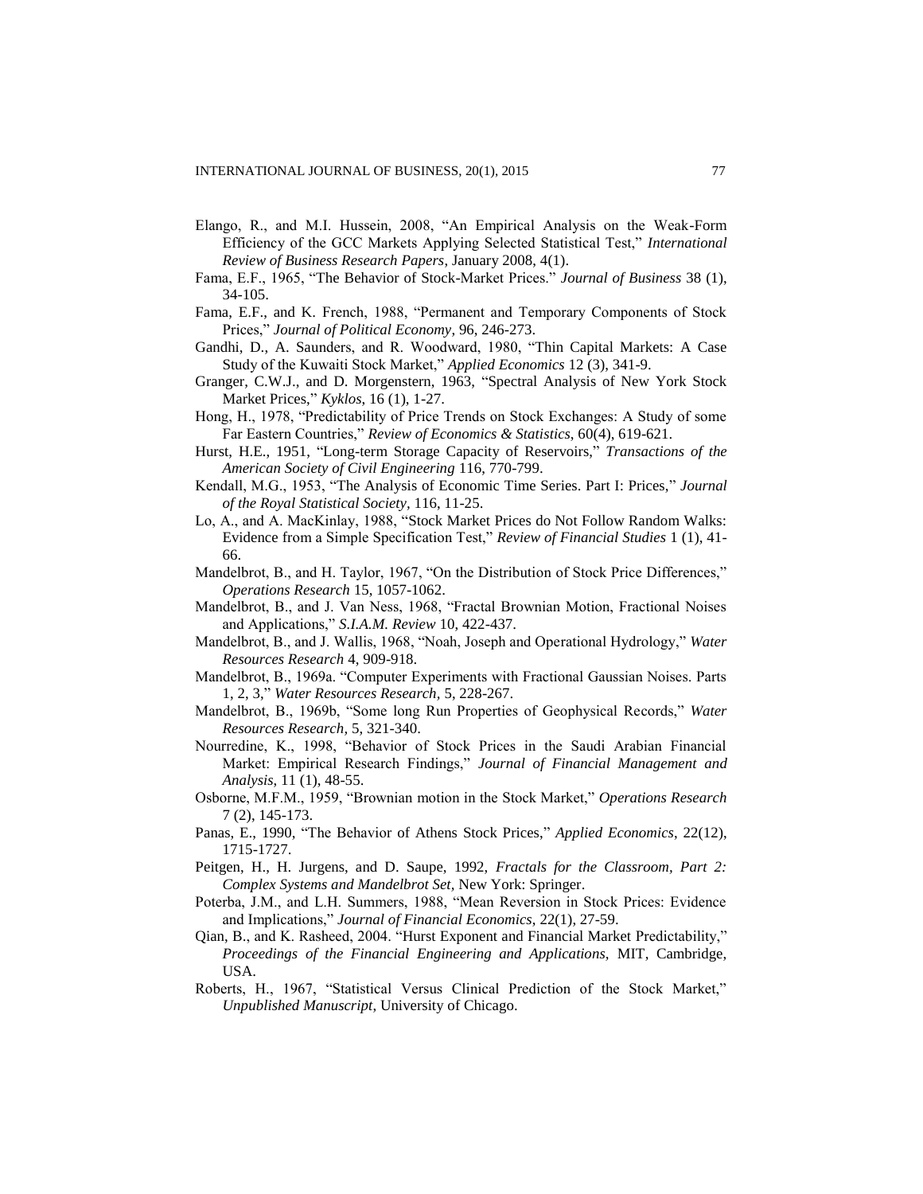Elango, R., and M.I. Hussein, 2008, "An Empirical Analysis on the Weak-Form Efficiency of the GCC Markets Applying Selected Statistical Test," *International Review of Business Research Papers*, January 2008, 4(1).

Fama, E.F., 1965, "The Behavior of Stock-Market Prices." *Journal of Business* 38 (1), 34-105.

Fama, E.F., and K. French, 1988, "Permanent and Temporary Components of Stock Prices," *Journal of Political Economy*, 96, 246-273.

Gandhi, D., A. Saunders, and R. Woodward, 1980, "Thin Capital Markets: A Case Study of the Kuwaiti Stock Market," *Applied Economics* 12 (3), 341-9.

Granger, C.W.J., and D. Morgenstern, 1963, "Spectral Analysis of New York Stock Market Prices," *Kyklos*, 16 (1), 1-27.

Hong, H., 1978, "Predictability of Price Trends on Stock Exchanges: A Study of some Far Eastern Countries," *Review of Economics & Statistics*, 60(4), 619-621.

Hurst, H.E., 1951, "Long-term Storage Capacity of Reservoirs," *Transactions of the American Society of Civil Engineering* 116, 770-799.

Kendall, M.G., 1953, "The Analysis of Economic Time Series. Part I: Prices," *Journal of the Royal Statistical Society*, 116, 11-25.

Lo, A., and A. MacKinlay, 1988, "Stock Market Prices do Not Follow Random Walks: Evidence from a Simple Specification Test," *Review of Financial Studies* 1 (1), 41-66.

Mandelbrot, B., and H. Taylor, 1967, "On the Distribution of Stock Price Differences," *Operations Research* 15, 1057-1062.

Mandelbrot, B., and J. Van Ness, 1968, "Fractal Brownian Motion, Fractional Noises and Applications," *S.I.A.M. Review* 10, 422-437.

Mandelbrot, B., and J. Wallis, 1968, "Noah, Joseph and Operational Hydrology," *Water Resources Research* 4, 909-918.

Mandelbrot, B., 1969a. "Computer Experiments with Fractional Gaussian Noises. Parts 1, 2, 3," *Water Resources Research*, 5, 228-267.

Mandelbrot, B., 1969b, "Some long Run Properties of Geophysical Records," *Water Resources Research*, 5, 321-340.

Nourredine, K., 1998, "Behavior of Stock Prices in the Saudi Arabian Financial Market: Empirical Research Findings," *Journal of Financial Management and Analysis*, 11 (1), 48-55.

Osborne, M.F.M., 1959, "Brownian motion in the Stock Market," *Operations Research* 7 (2), 145-173.

Panas, E., 1990, "The Behavior of Athens Stock Prices," *Applied Economics*, 22(12), 1715-1727.

Peitgen, H., H. Jurgens, and D. Saupe, 1992, *Fractals for the Classroom, Part 2: Complex Systems and Mandelbrot Set*, New York: Springer.

Poterba, J.M., and L.H. Summers, 1988, "Mean Reversion in Stock Prices: Evidence and Implications," *Journal of Financial Economics*, 22(1), 27-59.

Qian, B., and K. Rasheed, 2004. "Hurst Exponent and Financial Market Predictability," *Proceedings of the Financial Engineering and Applications*, MIT, Cambridge, USA.

Roberts, H., 1967, "Statistical Versus Clinical Prediction of the Stock Market," *Unpublished Manuscript*, University of Chicago.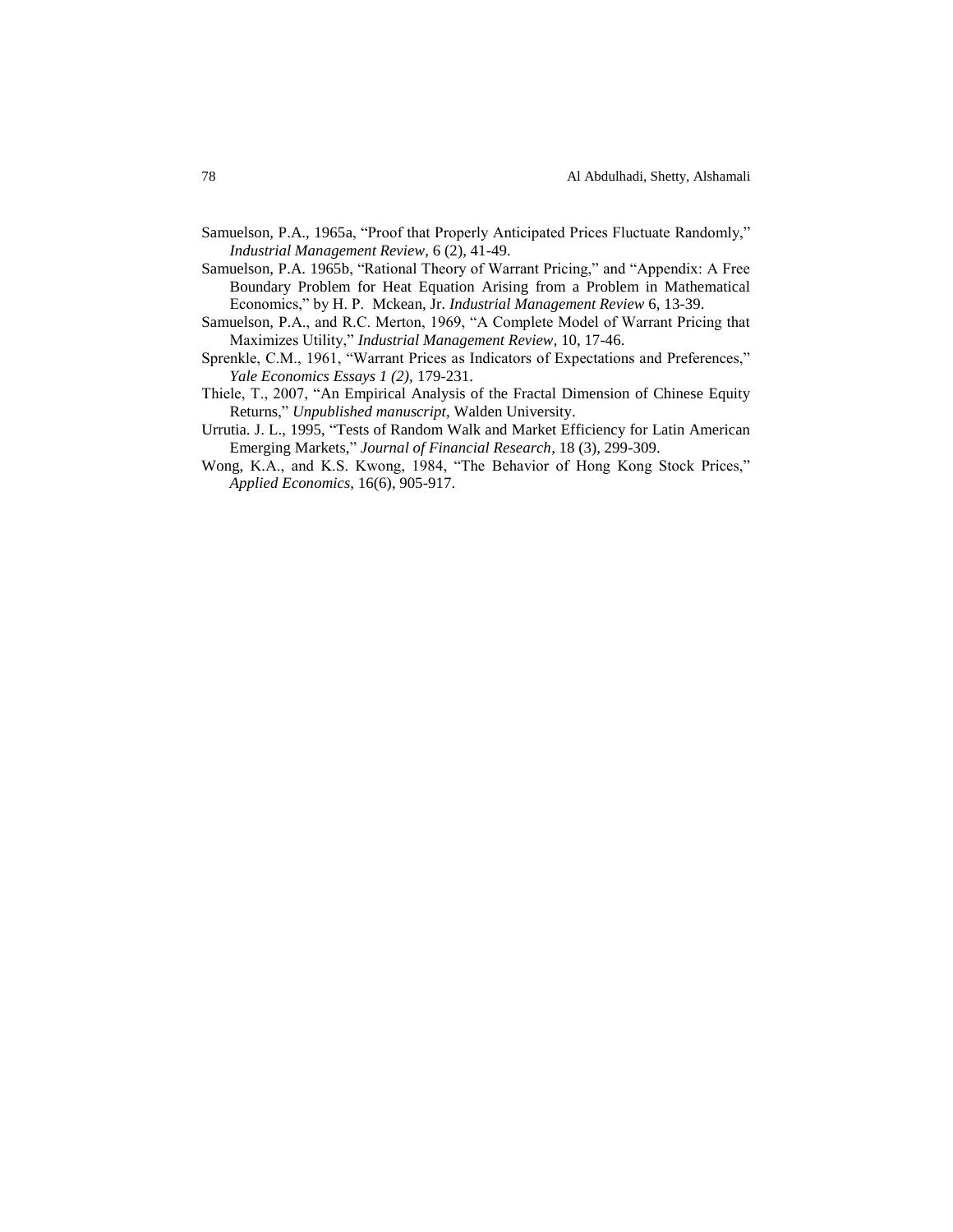Samuelson, P.A., 1965a, "Proof that Properly Anticipated Prices Fluctuate Randomly," *Industrial Management Review*, 6 (2), 41-49.

Samuelson, P.A. 1965b, "Rational Theory of Warrant Pricing," and "Appendix: A Free Boundary Problem for Heat Equation Arising from a Problem in Mathematical Economics," by H. P. Mckean, Jr. *Industrial Management Review* 6, 13-39.

Samuelson, P.A., and R.C. Merton, 1969, "A Complete Model of Warrant Pricing that Maximizes Utility," *Industrial Management Review*, 10, 17-46.

Sprenkle, C.M., 1961, "Warrant Prices as Indicators of Expectations and Preferences," *Yale Economics Essays 1 (2)*, 179-231.

Thiele, T., 2007, "An Empirical Analysis of the Fractal Dimension of Chinese Equity Returns," *Unpublished manuscript*, Walden University.

Urrutia. J. L., 1995, "Tests of Random Walk and Market Efficiency for Latin American Emerging Markets," *Journal of Financial Research*, 18 (3), 299-309.

Wong, K.A., and K.S. Kwong, 1984, "The Behavior of Hong Kong Stock Prices," *Applied Economics*, 16(6), 905-917.